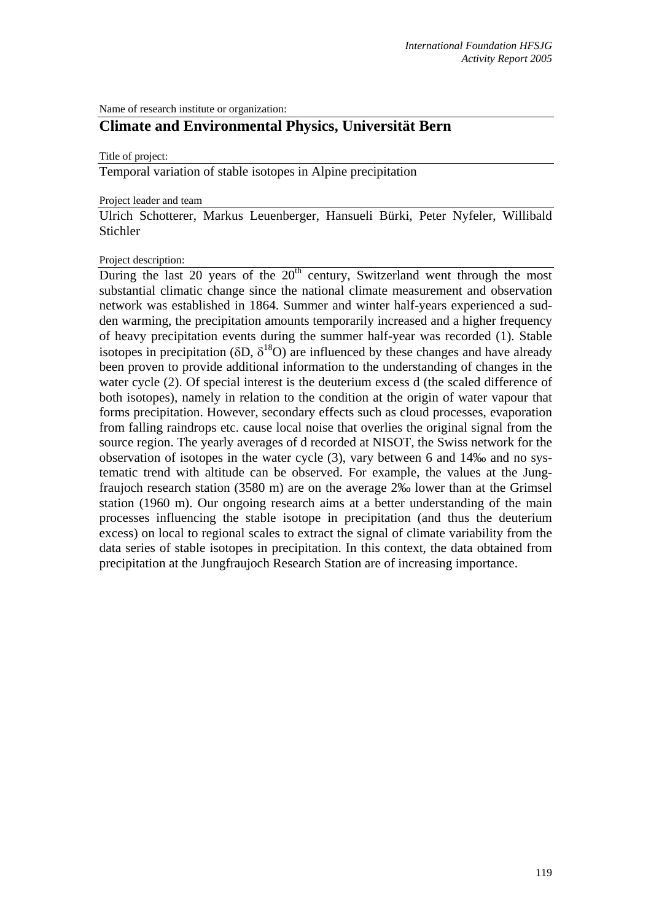Name of research institute or organization:

## Climate and Environmental Physics, Universität Bern

Title of project:

Temporal variation of stable isotopes in Alpine precipitation

Project leader and team

Ulrich Schotterer, Markus Leuenberger, Hansueli Bürki, Peter Nyfeler, Willibald Stichler

Project description:

During the last 20 years of the $20^{th}$ century, Switzerland went through the most substantial climatic change since the national climate measurement and observation network was established in 1864. Summer and winter half-years experienced a sudden warming, the precipitation amounts temporarily increased and a higher frequency of heavy precipitation events during the summer half-year was recorded (1). Stable isotopes in precipitation ($\delta D$, $\delta^{18}O$) are influenced by these changes and have already been proven to provide additional information to the understanding of changes in the water cycle (2). Of special interest is the deuterium excess d (the scaled difference of both isotopes), namely in relation to the condition at the origin of water vapour that forms precipitation. However, secondary effects such as cloud processes, evaporation from falling raindrops etc. cause local noise that overlies the original signal from the source region. The yearly averages of d recorded at NISOT, the Swiss network for the observation of isotopes in the water cycle (3), vary between 6 and 14‰ and no systematic trend with altitude can be observed. For example, the values at the Jungfraujoch research station (3580 m) are on the average 2‰ lower than at the Grimsel station (1960 m). Our ongoing research aims at a better understanding of the main processes influencing the stable isotope in precipitation (and thus the deuterium excess) on local to regional scales to extract the signal of climate variability from the data series of stable isotopes in precipitation. In this context, the data obtained from precipitation at the Jungfraujoch Research Station are of increasing importance.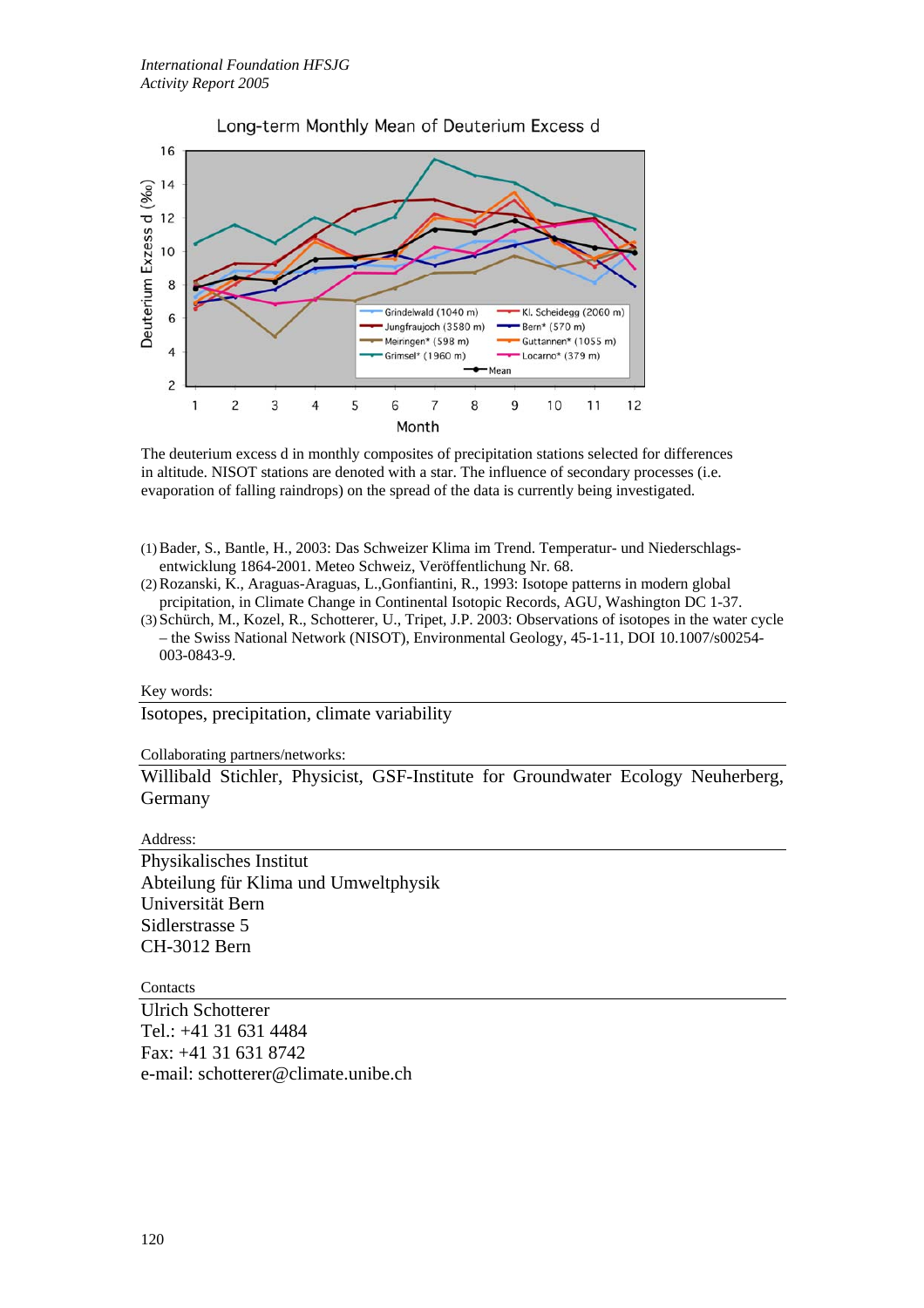Long-term Monthly Mean of Deuterium Excess d

Deuterium Exzess d (‰)

16
14
12
10
8
6
4
2

1 2 3 4 5 6 7 8 9 10 11 12

Month

Grindelwald (1040 m)
Kl. Scheidegg (2060 m)
Jungfraujoch (3580 m)
Bern* (570 m)
Meiringen* (598 m)
Guttannen* (1055 m)
Grimsel* (1960 m)
Locarno* (379 m)
Mean

The deuterium excess d in monthly composites of precipitation stations selected for differences in altitude. NISOT stations are denoted with a star. The influence of secondary processes (i.e. evaporation of falling raindrops) on the spread of the data is currently being investigated.

(1) Bader, S., Bantle, H., 2003: Das Schweizer Klima im Trend. Temperatur- und Niederschlags-entwicklung 1864-2001. Meteo Schweiz, Veröffentlichung Nr. 68.

(2) Rozanski, K., Araguas-Araguas, L.,Gonfiantini, R., 1993: Isotope patterns in modern global prcipitation, in Climate Change in Continental Isotopic Records, AGU, Washington DC 1-37.

(3) Schürch, M., Kozel, R., Schotterer, U., Tripet, J.P. 2003: Observations of isotopes in the water cycle – the Swiss National Network (NISOT), Environmental Geology, 45-1-11, DOI 10.1007/s00254-003-0843-9.

Key words:

Isotopes, precipitation, climate variability

Collaborating partners/networks:

Willibald Stichler, Physicist, GSF-Institute for Groundwater Ecology Neuherberg, Germany

Address:

Physikalisches Institut
Abteilung für Klima und Umweltphysik
Universität Bern
Sidlerstrasse 5
CH-3012 Bern

Contacts

Ulrich Schotterer
Tel.: +41 31 631 4484
Fax: +41 31 631 8742
e-mail: schotterer@climate.unibe.ch